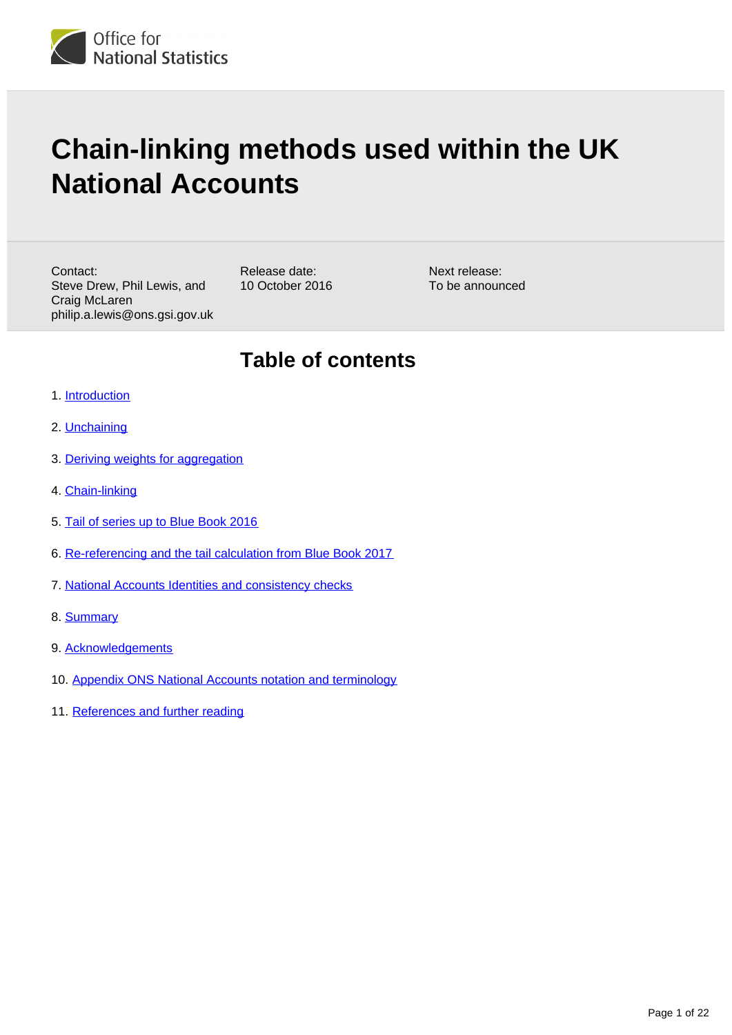Office for National Statistics

# Chain-linking methods used within the UK National Accounts

Contact:
Steve Drew, Phil Lewis, and Craig McLaren
philip.a.lewis@ons.gsi.gov.uk

Release date:
10 October 2016

Next release:
To be announced

## Table of contents

1. Introduction
2. Unchaining
3. Deriving weights for aggregation
4. Chain-linking
5. Tail of series up to Blue Book 2016
6. Re-referencing and the tail calculation from Blue Book 2017
7. National Accounts Identities and consistency checks
8. Summary
9. Acknowledgements
10. Appendix ONS National Accounts notation and terminology
11. References and further reading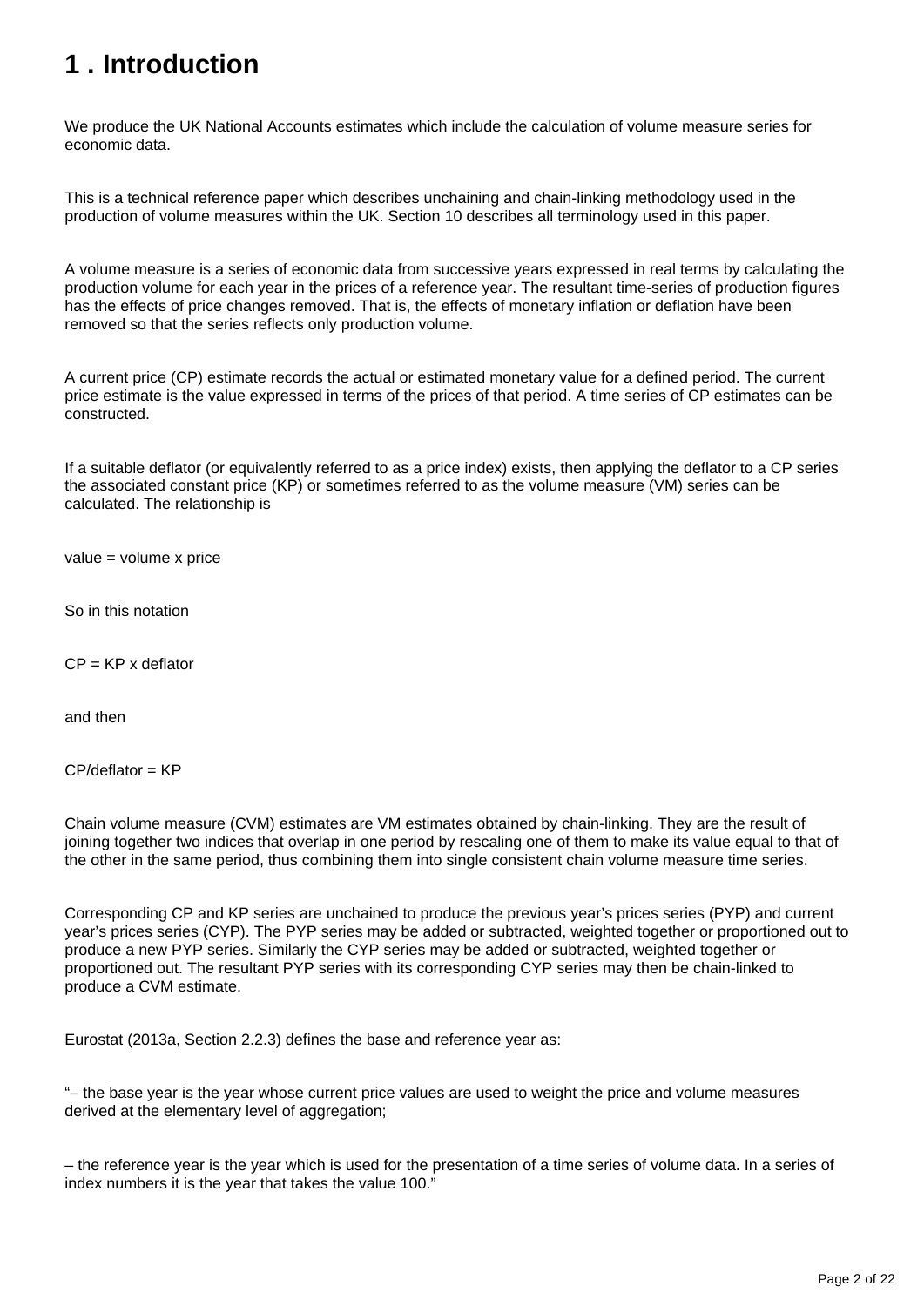# 1 . Introduction

We produce the UK National Accounts estimates which include the calculation of volume measure series for economic data.

This is a technical reference paper which describes unchaining and chain-linking methodology used in the production of volume measures within the UK. Section 10 describes all terminology used in this paper.

A volume measure is a series of economic data from successive years expressed in real terms by calculating the production volume for each year in the prices of a reference year. The resultant time-series of production figures has the effects of price changes removed. That is, the effects of monetary inflation or deflation have been removed so that the series reflects only production volume.

A current price (CP) estimate records the actual or estimated monetary value for a defined period. The current price estimate is the value expressed in terms of the prices of that period. A time series of CP estimates can be constructed.

If a suitable deflator (or equivalently referred to as a price index) exists, then applying the deflator to a CP series the associated constant price (KP) or sometimes referred to as the volume measure (VM) series can be calculated. The relationship is

value = volume x price

So in this notation

CP = KP x deflator

and then

CP/deflator = KP

Chain volume measure (CVM) estimates are VM estimates obtained by chain-linking. They are the result of joining together two indices that overlap in one period by rescaling one of them to make its value equal to that of the other in the same period, thus combining them into single consistent chain volume measure time series.

Corresponding CP and KP series are unchained to produce the previous year's prices series (PYP) and current year's prices series (CYP). The PYP series may be added or subtracted, weighted together or proportioned out to produce a new PYP series. Similarly the CYP series may be added or subtracted, weighted together or proportioned out. The resultant PYP series with its corresponding CYP series may then be chain-linked to produce a CVM estimate.

Eurostat (2013a, Section 2.2.3) defines the base and reference year as:

"– the base year is the year whose current price values are used to weight the price and volume measures derived at the elementary level of aggregation;

– the reference year is the year which is used for the presentation of a time series of volume data. In a series of index numbers it is the year that takes the value 100."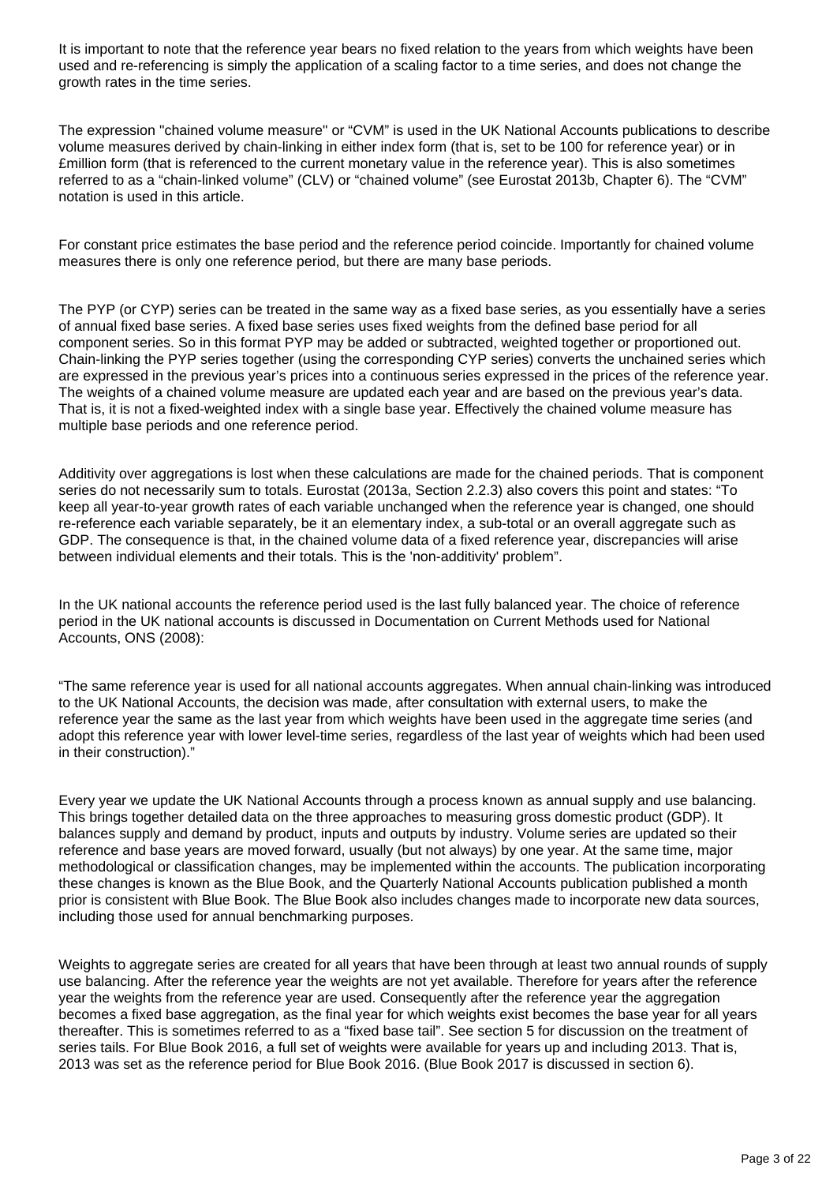It is important to note that the reference year bears no fixed relation to the years from which weights have been used and re-referencing is simply the application of a scaling factor to a time series, and does not change the growth rates in the time series.

The expression "chained volume measure" or "CVM" is used in the UK National Accounts publications to describe volume measures derived by chain-linking in either index form (that is, set to be 100 for reference year) or in £million form (that is referenced to the current monetary value in the reference year). This is also sometimes referred to as a "chain-linked volume" (CLV) or "chained volume" (see Eurostat 2013b, Chapter 6). The "CVM" notation is used in this article.

For constant price estimates the base period and the reference period coincide. Importantly for chained volume measures there is only one reference period, but there are many base periods.

The PYP (or CYP) series can be treated in the same way as a fixed base series, as you essentially have a series of annual fixed base series. A fixed base series uses fixed weights from the defined base period for all component series. So in this format PYP may be added or subtracted, weighted together or proportioned out. Chain-linking the PYP series together (using the corresponding CYP series) converts the unchained series which are expressed in the previous year's prices into a continuous series expressed in the prices of the reference year. The weights of a chained volume measure are updated each year and are based on the previous year's data. That is, it is not a fixed-weighted index with a single base year. Effectively the chained volume measure has multiple base periods and one reference period.

Additivity over aggregations is lost when these calculations are made for the chained periods. That is component series do not necessarily sum to totals. Eurostat (2013a, Section 2.2.3) also covers this point and states: "To keep all year-to-year growth rates of each variable unchanged when the reference year is changed, one should re-reference each variable separately, be it an elementary index, a sub-total or an overall aggregate such as GDP. The consequence is that, in the chained volume data of a fixed reference year, discrepancies will arise between individual elements and their totals. This is the 'non-additivity' problem".

In the UK national accounts the reference period used is the last fully balanced year. The choice of reference period in the UK national accounts is discussed in Documentation on Current Methods used for National Accounts, ONS (2008):

"The same reference year is used for all national accounts aggregates. When annual chain-linking was introduced to the UK National Accounts, the decision was made, after consultation with external users, to make the reference year the same as the last year from which weights have been used in the aggregate time series (and adopt this reference year with lower level-time series, regardless of the last year of weights which had been used in their construction)."

Every year we update the UK National Accounts through a process known as annual supply and use balancing. This brings together detailed data on the three approaches to measuring gross domestic product (GDP). It balances supply and demand by product, inputs and outputs by industry. Volume series are updated so their reference and base years are moved forward, usually (but not always) by one year. At the same time, major methodological or classification changes, may be implemented within the accounts. The publication incorporating these changes is known as the Blue Book, and the Quarterly National Accounts publication published a month prior is consistent with Blue Book. The Blue Book also includes changes made to incorporate new data sources, including those used for annual benchmarking purposes.

Weights to aggregate series are created for all years that have been through at least two annual rounds of supply use balancing. After the reference year the weights are not yet available. Therefore for years after the reference year the weights from the reference year are used. Consequently after the reference year the aggregation becomes a fixed base aggregation, as the final year for which weights exist becomes the base year for all years thereafter. This is sometimes referred to as a "fixed base tail". See section 5 for discussion on the treatment of series tails. For Blue Book 2016, a full set of weights were available for years up and including 2013. That is, 2013 was set as the reference period for Blue Book 2016. (Blue Book 2017 is discussed in section 6).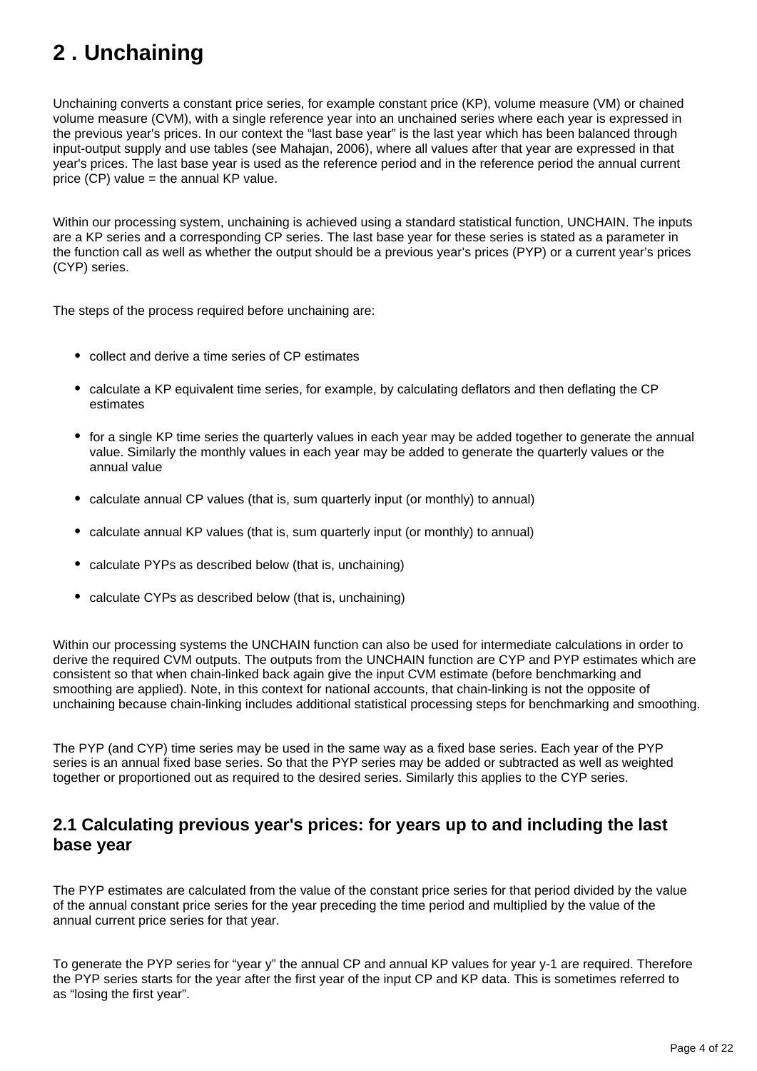## 2 . Unchaining

Unchaining converts a constant price series, for example constant price (KP), volume measure (VM) or chained volume measure (CVM), with a single reference year into an unchained series where each year is expressed in the previous year's prices. In our context the "last base year" is the last year which has been balanced through input-output supply and use tables (see Mahajan, 2006), where all values after that year are expressed in that year's prices. The last base year is used as the reference period and in the reference period the annual current price (CP) value = the annual KP value.

Within our processing system, unchaining is achieved using a standard statistical function, UNCHAIN. The inputs are a KP series and a corresponding CP series. The last base year for these series is stated as a parameter in the function call as well as whether the output should be a previous year's prices (PYP) or a current year's prices (CYP) series.

The steps of the process required before unchaining are:

- collect and derive a time series of CP estimates
- calculate a KP equivalent time series, for example, by calculating deflators and then deflating the CP estimates
- for a single KP time series the quarterly values in each year may be added together to generate the annual value. Similarly the monthly values in each year may be added to generate the quarterly values or the annual value
- calculate annual CP values (that is, sum quarterly input (or monthly) to annual)
- calculate annual KP values (that is, sum quarterly input (or monthly) to annual)
- calculate PYPs as described below (that is, unchaining)
- calculate CYPs as described below (that is, unchaining)

Within our processing systems the UNCHAIN function can also be used for intermediate calculations in order to derive the required CVM outputs. The outputs from the UNCHAIN function are CYP and PYP estimates which are consistent so that when chain-linked back again give the input CVM estimate (before benchmarking and smoothing are applied). Note, in this context for national accounts, that chain-linking is not the opposite of unchaining because chain-linking includes additional statistical processing steps for benchmarking and smoothing.

The PYP (and CYP) time series may be used in the same way as a fixed base series. Each year of the PYP series is an annual fixed base series. So that the PYP series may be added or subtracted as well as weighted together or proportioned out as required to the desired series. Similarly this applies to the CYP series.

### 2.1 Calculating previous year's prices: for years up to and including the last base year

The PYP estimates are calculated from the value of the constant price series for that period divided by the value of the annual constant price series for the year preceding the time period and multiplied by the value of the annual current price series for that year.

To generate the PYP series for "year y" the annual CP and annual KP values for year y-1 are required. Therefore the PYP series starts for the year after the first year of the input CP and KP data. This is sometimes referred to as "losing the first year".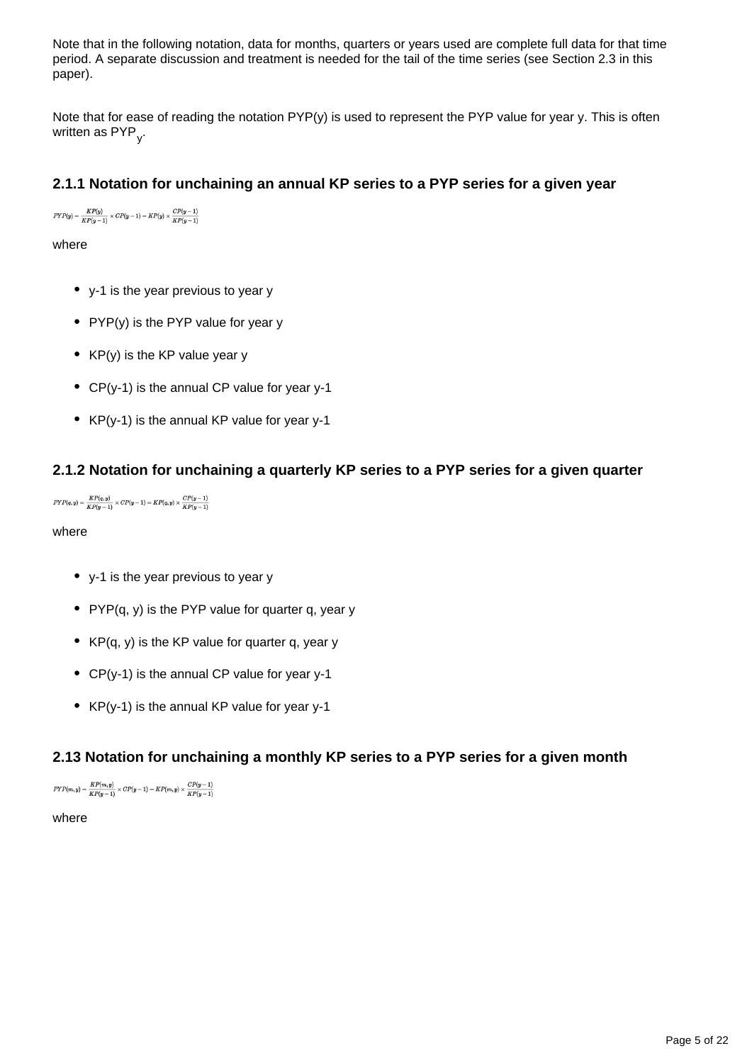Note that in the following notation, data for months, quarters or years used are complete full data for that time period. A separate discussion and treatment is needed for the tail of the time series (see Section 2.3 in this paper).

Note that for ease of reading the notation PYP(y) is used to represent the PYP value for year y. This is often written as $PYP_y$.

### 2.1.1 Notation for unchaining an annual KP series to a PYP series for a given year

$$PYP(y) = \frac{KP(y)}{KP(y-1)} \times CP(y-1) = KP(y) \times \frac{CP(y-1)}{KP(y-1)}$$

where

- y-1 is the year previous to year y
- PYP(y) is the PYP value for year y
- KP(y) is the KP value year y
- CP(y-1) is the annual CP value for year y-1
- KP(y-1) is the annual KP value for year y-1

### 2.1.2 Notation for unchaining a quarterly KP series to a PYP series for a given quarter

$$PYP(q,y) = \frac{KP(q,y)}{KP(y-1)} \times CP(y-1) = KP(q,y) \times \frac{CP(y-1)}{KP(y-1)}$$

where

- y-1 is the year previous to year y
- PYP(q, y) is the PYP value for quarter q, year y
- KP(q, y) is the KP value for quarter q, year y
- CP(y-1) is the annual CP value for year y-1
- KP(y-1) is the annual KP value for year y-1

### 2.13 Notation for unchaining a monthly KP series to a PYP series for a given month

$$PYP(m,y) = \frac{KP(m,y)}{KP(y-1)} \times CP(y-1) = KP(m,y) \times \frac{CP(y-1)}{KP(y-1)}$$

where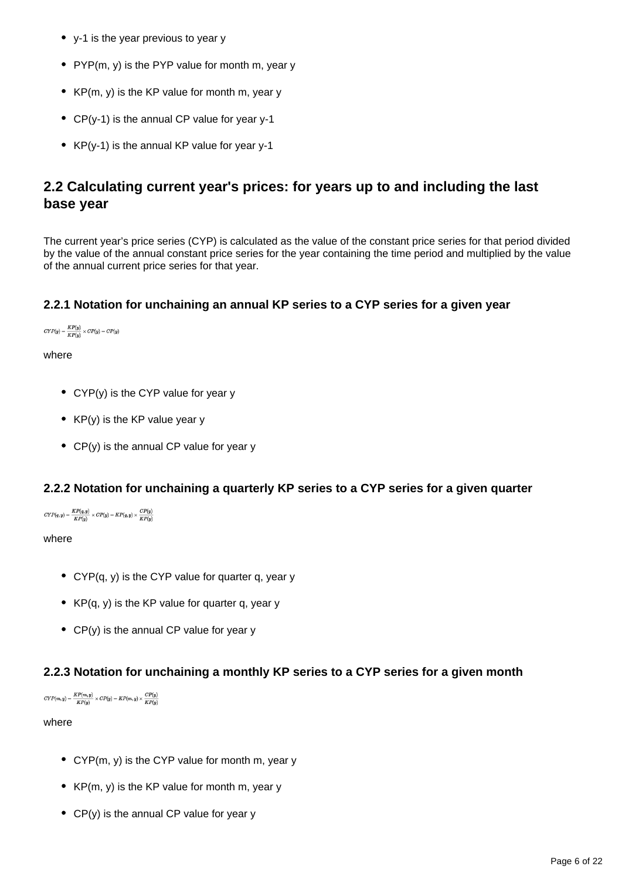- y-1 is the year previous to year y
- PYP(m, y) is the PYP value for month m, year y
- KP(m, y) is the KP value for month m, year y
- CP(y-1) is the annual CP value for year y-1
- KP(y-1) is the annual KP value for year y-1

## 2.2 Calculating current year's prices: for years up to and including the last base year

The current year's price series (CYP) is calculated as the value of the constant price series for that period divided by the value of the annual constant price series for the year containing the time period and multiplied by the value of the annual current price series for that year.

### 2.2.1 Notation for unchaining an annual KP series to a CYP series for a given year

$$CYP(y) = \frac{KP(y)}{KP(y)} \times CP(y) = CP(y)$$

where

- CYP(y) is the CYP value for year y
- KP(y) is the KP value year y
- CP(y) is the annual CP value for year y

### 2.2.2 Notation for unchaining a quarterly KP series to a CYP series for a given quarter

$$CYP(q, y) = \frac{KP(q, y)}{KP(y)} \times CP(y) = KP(q, y) \times \frac{CP(y)}{KP(y)}$$

where

- CYP(q, y) is the CYP value for quarter q, year y
- KP(q, y) is the KP value for quarter q, year y
- CP(y) is the annual CP value for year y

### 2.2.3 Notation for unchaining a monthly KP series to a CYP series for a given month

$$CYP(m, y) = \frac{KP(m, y)}{KP(y)} \times CP(y) = KP(m, y) \times \frac{CP(y)}{KP(y)}$$

where

- CYP(m, y) is the CYP value for month m, year y
- KP(m, y) is the KP value for month m, year y
- CP(y) is the annual CP value for year y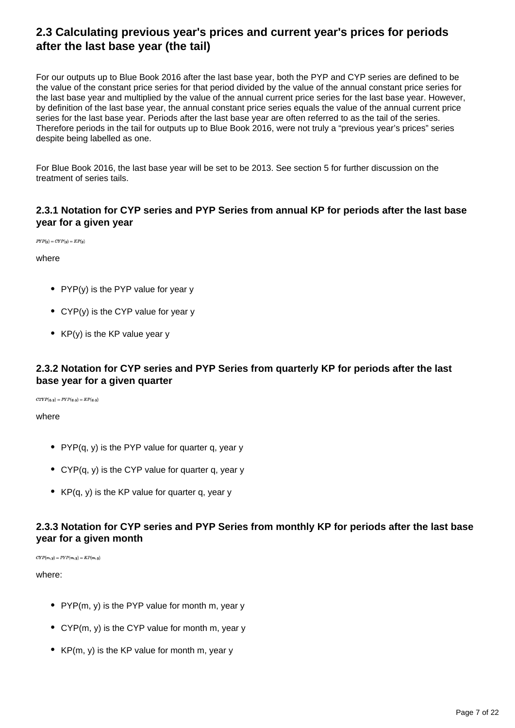## 2.3 Calculating previous year's prices and current year's prices for periods after the last base year (the tail)

For our outputs up to Blue Book 2016 after the last base year, both the PYP and CYP series are defined to be the value of the constant price series for that period divided by the value of the annual constant price series for the last base year and multiplied by the value of the annual current price series for the last base year. However, by definition of the last base year, the annual constant price series equals the value of the annual current price series for the last base year. Periods after the last base year are often referred to as the tail of the series. Therefore periods in the tail for outputs up to Blue Book 2016, were not truly a "previous year's prices" series despite being labelled as one.

For Blue Book 2016, the last base year will be set to be 2013. See section 5 for further discussion on the treatment of series tails.

### 2.3.1 Notation for CYP series and PYP Series from annual KP for periods after the last base year for a given year

$$PYP(y) = CYP(y) = KP(y)$$

where

- PYP(y) is the PYP value for year y
- CYP(y) is the CYP value for year y
- KP(y) is the KP value year y

### 2.3.2 Notation for CYP series and PYP Series from quarterly KP for periods after the last base year for a given quarter

$$CTYP(q, y) = PYP(q, y) = KP(q, y)$$

where

- PYP(q, y) is the PYP value for quarter q, year y
- CYP(q, y) is the CYP value for quarter q, year y
- KP(q, y) is the KP value for quarter q, year y

### 2.3.3 Notation for CYP series and PYP Series from monthly KP for periods after the last base year for a given month

$$CYP(m, y) = PYP(m, y) = KP(m, y)$$

where:

- PYP(m, y) is the PYP value for month m, year y
- CYP(m, y) is the CYP value for month m, year y
- KP(m, y) is the KP value for month m, year y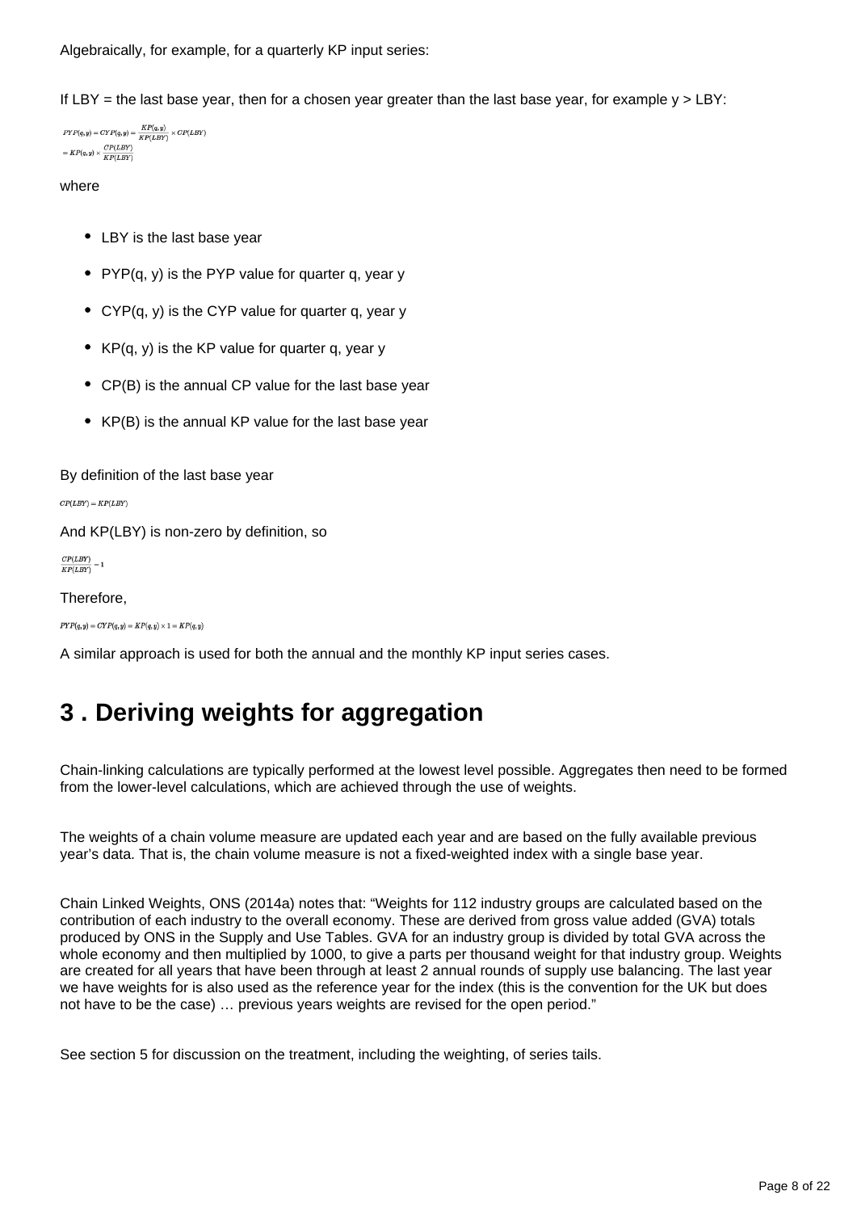Algebraically, for example, for a quarterly KP input series:

If LBY = the last base year, then for a chosen year greater than the last base year, for example y > LBY:

$$PYP(q,y) = CYP(q,y) = \frac{KP(q,y)}{KP(LBY)} \times CP(LBY)$$
$$= KP(q,y) \times \frac{CP(LBY)}{KP(LBY)}$$

where

- LBY is the last base year
- PYP(q, y) is the PYP value for quarter q, year y
- CYP(q, y) is the CYP value for quarter q, year y
- KP(q, y) is the KP value for quarter q, year y
- CP(B) is the annual CP value for the last base year
- KP(B) is the annual KP value for the last base year

By definition of the last base year

$$CP(LBY) = KP(LBY)$$

And KP(LBY) is non-zero by definition, so

$$\frac{CP(LBY)}{KP(LBY)} = 1$$

Therefore,

$$PYP(q,y) = CYP(q,y) = KP(q,y) \times 1 = KP(q,y)$$

A similar approach is used for both the annual and the monthly KP input series cases.

# 3 . Deriving weights for aggregation

Chain-linking calculations are typically performed at the lowest level possible. Aggregates then need to be formed from the lower-level calculations, which are achieved through the use of weights.

The weights of a chain volume measure are updated each year and are based on the fully available previous year's data. That is, the chain volume measure is not a fixed-weighted index with a single base year.

Chain Linked Weights, ONS (2014a) notes that: "Weights for 112 industry groups are calculated based on the contribution of each industry to the overall economy. These are derived from gross value added (GVA) totals produced by ONS in the Supply and Use Tables. GVA for an industry group is divided by total GVA across the whole economy and then multiplied by 1000, to give a parts per thousand weight for that industry group. Weights are created for all years that have been through at least 2 annual rounds of supply use balancing. The last year we have weights for is also used as the reference year for the index (this is the convention for the UK but does not have to be the case) … previous years weights are revised for the open period."

See section 5 for discussion on the treatment, including the weighting, of series tails.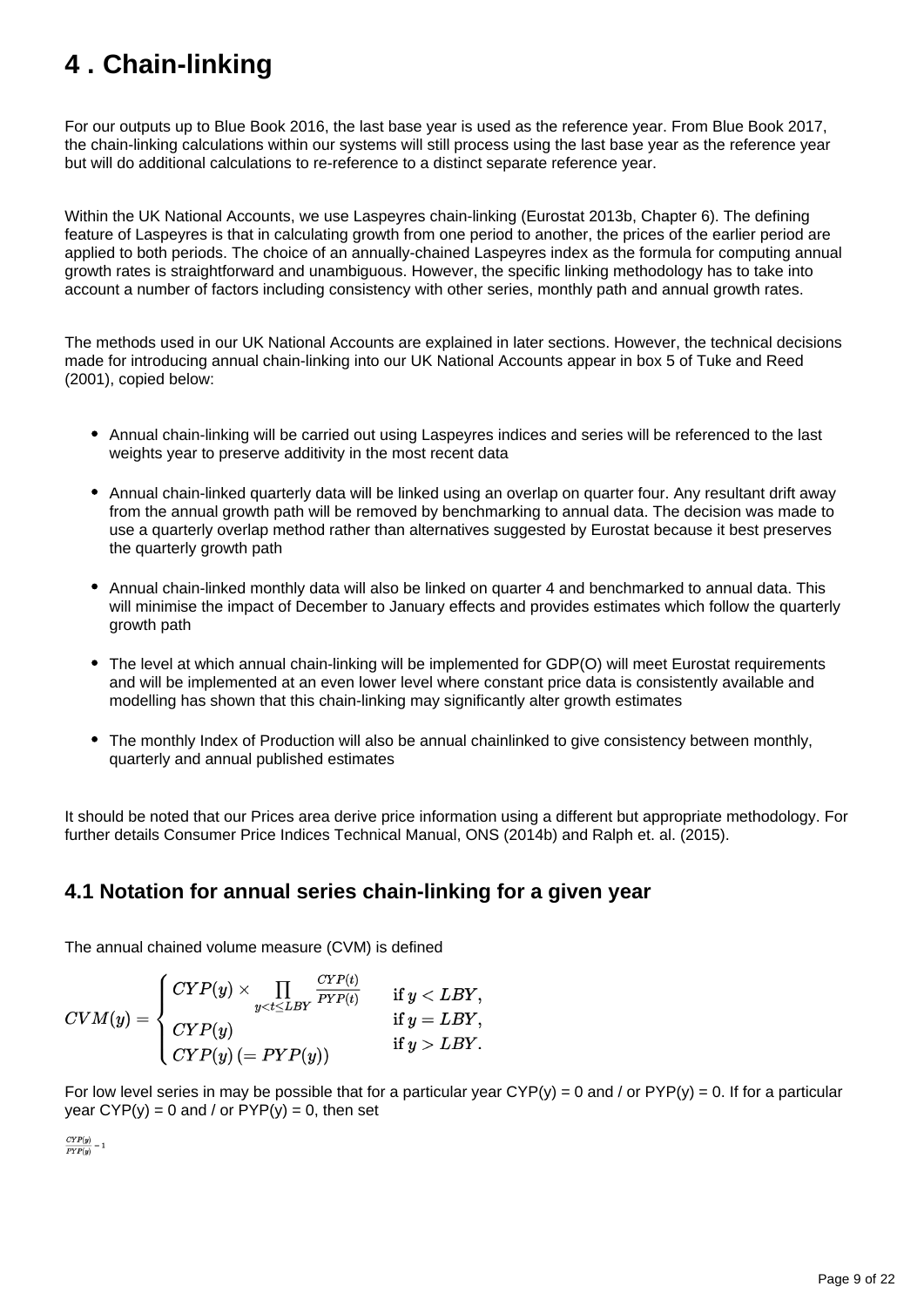# 4 . Chain-linking

For our outputs up to Blue Book 2016, the last base year is used as the reference year. From Blue Book 2017, the chain-linking calculations within our systems will still process using the last base year as the reference year but will do additional calculations to re-reference to a distinct separate reference year.

Within the UK National Accounts, we use Laspeyres chain-linking (Eurostat 2013b, Chapter 6). The defining feature of Laspeyres is that in calculating growth from one period to another, the prices of the earlier period are applied to both periods. The choice of an annually-chained Laspeyres index as the formula for computing annual growth rates is straightforward and unambiguous. However, the specific linking methodology has to take into account a number of factors including consistency with other series, monthly path and annual growth rates.

The methods used in our UK National Accounts are explained in later sections. However, the technical decisions made for introducing annual chain-linking into our UK National Accounts appear in box 5 of Tuke and Reed (2001), copied below:

- Annual chain-linking will be carried out using Laspeyres indices and series will be referenced to the last weights year to preserve additivity in the most recent data
- Annual chain-linked quarterly data will be linked using an overlap on quarter four. Any resultant drift away from the annual growth path will be removed by benchmarking to annual data. The decision was made to use a quarterly overlap method rather than alternatives suggested by Eurostat because it best preserves the quarterly growth path
- Annual chain-linked monthly data will also be linked on quarter 4 and benchmarked to annual data. This will minimise the impact of December to January effects and provides estimates which follow the quarterly growth path
- The level at which annual chain-linking will be implemented for GDP(O) will meet Eurostat requirements and will be implemented at an even lower level where constant price data is consistently available and modelling has shown that this chain-linking may significantly alter growth estimates
- The monthly Index of Production will also be annual chainlinked to give consistency between monthly, quarterly and annual published estimates

It should be noted that our Prices area derive price information using a different but appropriate methodology. For further details Consumer Price Indices Technical Manual, ONS (2014b) and Ralph et. al. (2015).

## 4.1 Notation for annual series chain-linking for a given year

The annual chained volume measure (CVM) is defined

$$CVM(y) = \begin{cases} CYP(y) \times \prod_{y<t\leq LBY} \frac{CYP(t)}{PYP(t)} & \text{if } y < LBY, \\ CYP(y) & \text{if } y = LBY, \\ CYP(y)\,(= PYP(y)) & \text{if } y > LBY. \end{cases}$$

For low level series in may be possible that for a particular year CYP(y) = 0 and / or PYP(y) = 0. If for a particular year CYP(y) = 0 and / or PYP(y) = 0, then set

$$\frac{CYP(y)}{PYP(y)} = 1$$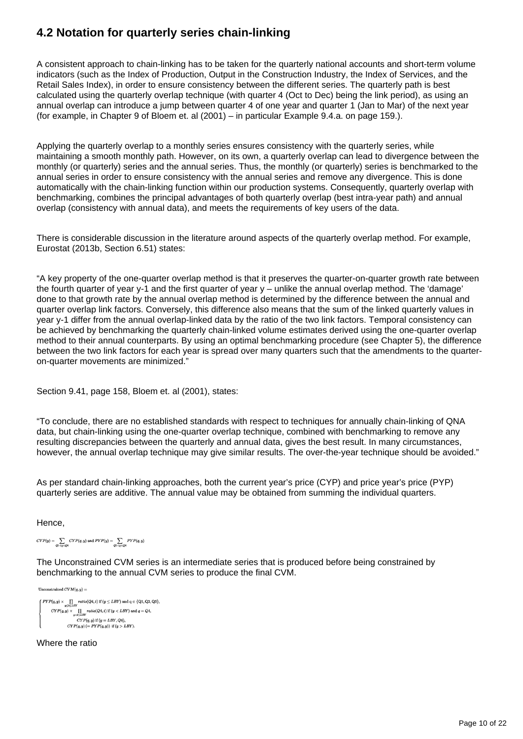## 4.2 Notation for quarterly series chain-linking

A consistent approach to chain-linking has to be taken for the quarterly national accounts and short-term volume indicators (such as the Index of Production, Output in the Construction Industry, the Index of Services, and the Retail Sales Index), in order to ensure consistency between the different series. The quarterly path is best calculated using the quarterly overlap technique (with quarter 4 (Oct to Dec) being the link period), as using an annual overlap can introduce a jump between quarter 4 of one year and quarter 1 (Jan to Mar) of the next year (for example, in Chapter 9 of Bloem et. al (2001) – in particular Example 9.4.a. on page 159.).

Applying the quarterly overlap to a monthly series ensures consistency with the quarterly series, while maintaining a smooth monthly path. However, on its own, a quarterly overlap can lead to divergence between the monthly (or quarterly) series and the annual series. Thus, the monthly (or quarterly) series is benchmarked to the annual series in order to ensure consistency with the annual series and remove any divergence. This is done automatically with the chain-linking function within our production systems. Consequently, quarterly overlap with benchmarking, combines the principal advantages of both quarterly overlap (best intra-year path) and annual overlap (consistency with annual data), and meets the requirements of key users of the data.

There is considerable discussion in the literature around aspects of the quarterly overlap method. For example, Eurostat (2013b, Section 6.51) states:

"A key property of the one-quarter overlap method is that it preserves the quarter-on-quarter growth rate between the fourth quarter of year y-1 and the first quarter of year y – unlike the annual overlap method. The 'damage' done to that growth rate by the annual overlap method is determined by the difference between the annual and quarter overlap link factors. Conversely, this difference also means that the sum of the linked quarterly values in year y-1 differ from the annual overlap-linked data by the ratio of the two link factors. Temporal consistency can be achieved by benchmarking the quarterly chain-linked volume estimates derived using the one-quarter overlap method to their annual counterparts. By using an optimal benchmarking procedure (see Chapter 5), the difference between the two link factors for each year is spread over many quarters such that the amendments to the quarter-on-quarter movements are minimized."

Section 9.41, page 158, Bloem et. al (2001), states:

"To conclude, there are no established standards with respect to techniques for annually chain-linking of QNA data, but chain-linking using the one-quarter overlap technique, combined with benchmarking to remove any resulting discrepancies between the quarterly and annual data, gives the best result. In many circumstances, however, the annual overlap technique may give similar results. The over-the-year technique should be avoided."

As per standard chain-linking approaches, both the current year's price (CYP) and price year's price (PYP) quarterly series are additive. The annual value may be obtained from summing the individual quarters.

Hence,

$$CYP(y) = \sum_{Q1 \leq q \leq Q4} CYP(q, y) \text{ and } PYP(y) = \sum_{Q1 \leq q \leq Q4} PYP(q, y)$$

The Unconstrained CVM series is an intermediate series that is produced before being constrained by benchmarking to the annual CVM series to produce the final CVM.

$$\text{Unconstrained } CVM(q, y) =$$

$$\begin{cases} PYP(q, y) \times \prod_{y \leq t \leq LBY} ratio(Q4, t) \text{ if } (y \leq LBY) \text{ and } q \in \{Q1, Q2, Q3\}, \\ CYP(q, y) \times \prod_{y < t \leq LBY} ratio(Q4, t) \text{ if } (y < LBY) \text{ and } q = Q4, \\ CYP(q, y) \text{ if } (y = LBY, Q4), \\ CYP(q, y) \, (= PYP(q, y)) \text{ if } (y > LBY). \end{cases}$$

Where the ratio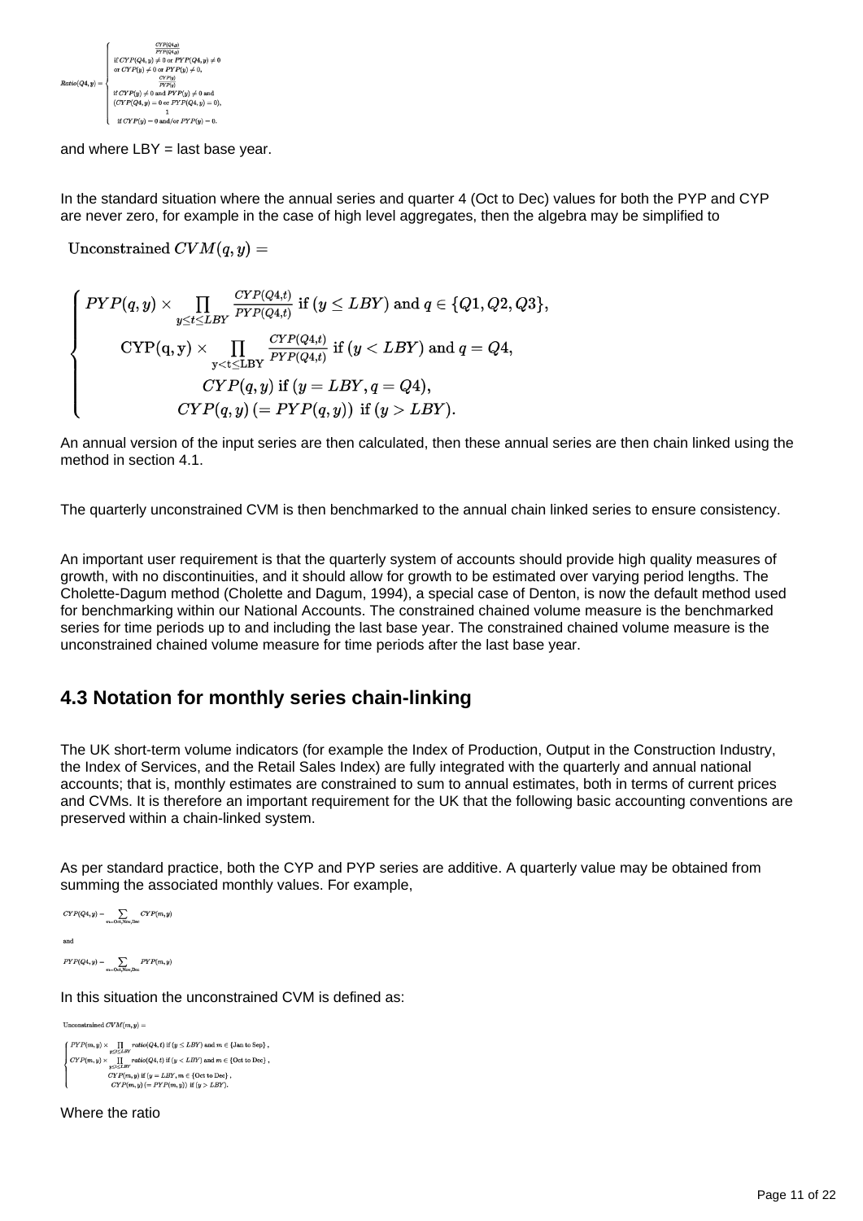$$
Ratio(Q4,y) = \begin{cases} \frac{CYP(Q4,y)}{PYP(Q4,y)} \\ \text{if } CYP(Q4,y) \neq 0 \text{ or } PYP(Q4,y) \neq 0 \\ \text{or } CYP(y) \neq 0 \text{ or } PYP(y) \neq 0, \\ \frac{CYP(y)}{PYP(y)} \\ \text{if } CYP(y) \neq 0 \text{ and } PYP(y) \neq 0 \text{ and} \\ (CYP(Q4,y) = 0 \text{ or } PYP(Q4,y) = 0), \\ 1 \\ \text{if } CYP(y) = 0 \text{ and/or } PYP(y) = 0. \end{cases}
$$

and where LBY = last base year.

In the standard situation where the annual series and quarter 4 (Oct to Dec) values for both the PYP and CYP are never zero, for example in the case of high level aggregates, then the algebra may be simplified to

$$
\text{Unconstrained } CVM(q,y) =
$$

$$
\begin{cases} PYP(q,y) \times \prod_{y \leq t \leq LBY} \frac{CYP(Q4,t)}{PYP(Q4,t)} \text{ if } (y \leq LBY) \text{ and } q \in \{Q1, Q2, Q3\}, \\ \text{CYP(q, y)} \times \prod_{\text{y<t}\leq \text{LBY}} \frac{CYP(Q4,t)}{PYP(Q4,t)} \text{ if } (y < LBY) \text{ and } q = Q4, \\ CYP(q,y) \text{ if } (y = LBY, q = Q4), \\ CYP(q,y) \; (= PYP(q,y)) \text{ if } (y > LBY). \end{cases}
$$

An annual version of the input series are then calculated, then these annual series are then chain linked using the method in section 4.1.

The quarterly unconstrained CVM is then benchmarked to the annual chain linked series to ensure consistency.

An important user requirement is that the quarterly system of accounts should provide high quality measures of growth, with no discontinuities, and it should allow for growth to be estimated over varying period lengths. The Cholette-Dagum method (Cholette and Dagum, 1994), a special case of Denton, is now the default method used for benchmarking within our National Accounts. The constrained chained volume measure is the benchmarked series for time periods up to and including the last base year. The constrained chained volume measure is the unconstrained chained volume measure for time periods after the last base year.

## 4.3 Notation for monthly series chain-linking

The UK short-term volume indicators (for example the Index of Production, Output in the Construction Industry, the Index of Services, and the Retail Sales Index) are fully integrated with the quarterly and annual national accounts; that is, monthly estimates are constrained to sum to annual estimates, both in terms of current prices and CVMs. It is therefore an important requirement for the UK that the following basic accounting conventions are preserved within a chain-linked system.

As per standard practice, both the CYP and PYP series are additive. A quarterly value may be obtained from summing the associated monthly values. For example,

$$
CYP(Q4,y) = \sum_{m=\text{Oct,Nov,Dec}} CYP(m,y)
$$

and

$$
PYP(Q4,y) = \sum_{m=\text{Oct,Nov,Dec}} PYP(m,y)
$$

In this situation the unconstrained CVM is defined as:

$$
\text{Unconstrained } CVM(m,y) =
$$

$$
\begin{cases} PYP(m,y) \times \prod_{y \leq t \leq LBY} ratio(Q4,t) \text{ if } (y \leq LBY) \text{ and } m \in \{\text{Jan to Sep}\}, \\ CYP(m,y) \times \prod_{y < t \leq LBY} ratio(Q4,t) \text{ if } (y < LBY) \text{ and } m \in \{\text{Oct to Dec}\}, \\ CYP(m,y) \text{ if } (y = LBY, m \in \{\text{Oct to Dec}\}, \\ CYP(m,y) \; (= PYP(m,y)) \text{ if } (y > LBY). \end{cases}
$$

Where the ratio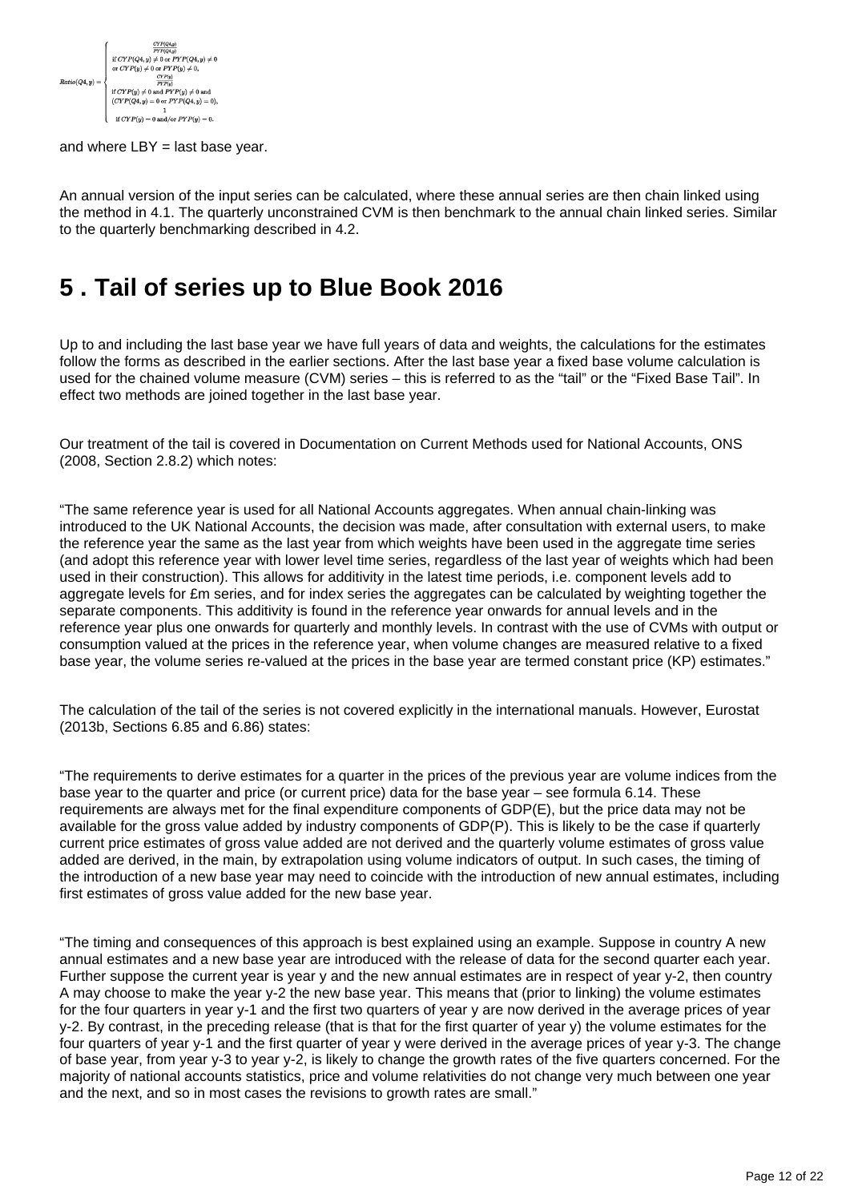$$Ratio(Q4,y) = \begin{cases} \frac{CYP(Q4,y)}{PYP(Q4,y)} \\ \text{if } CYP(Q4,y) \neq 0 \text{ or } PYP(Q4,y) \neq 0 \\ \text{or } CYP(y) \neq 0 \text{ or } PYP(y) \neq 0, \\ \frac{CYP(y)}{PYP(y)} \\ \text{if } CYP(y) \neq 0 \text{ and } PYP(y) \neq 0 \text{ and} \\ (CYP(Q4,y) = 0 \text{ or } PYP(Q4,y) = 0), \\ 1 \\ \text{if } CYP(y) = 0 \text{ and/or } PYP(y) = 0. \end{cases}$$

and where LBY = last base year.

An annual version of the input series can be calculated, where these annual series are then chain linked using the method in 4.1. The quarterly unconstrained CVM is then benchmark to the annual chain linked series. Similar to the quarterly benchmarking described in 4.2.

## 5 . Tail of series up to Blue Book 2016

Up to and including the last base year we have full years of data and weights, the calculations for the estimates follow the forms as described in the earlier sections. After the last base year a fixed base volume calculation is used for the chained volume measure (CVM) series – this is referred to as the "tail" or the "Fixed Base Tail". In effect two methods are joined together in the last base year.

Our treatment of the tail is covered in Documentation on Current Methods used for National Accounts, ONS (2008, Section 2.8.2) which notes:

"The same reference year is used for all National Accounts aggregates. When annual chain-linking was introduced to the UK National Accounts, the decision was made, after consultation with external users, to make the reference year the same as the last year from which weights have been used in the aggregate time series (and adopt this reference year with lower level time series, regardless of the last year of weights which had been used in their construction). This allows for additivity in the latest time periods, i.e. component levels add to aggregate levels for £m series, and for index series the aggregates can be calculated by weighting together the separate components. This additivity is found in the reference year onwards for annual levels and in the reference year plus one onwards for quarterly and monthly levels. In contrast with the use of CVMs with output or consumption valued at the prices in the reference year, when volume changes are measured relative to a fixed base year, the volume series re-valued at the prices in the base year are termed constant price (KP) estimates."

The calculation of the tail of the series is not covered explicitly in the international manuals. However, Eurostat (2013b, Sections 6.85 and 6.86) states:

"The requirements to derive estimates for a quarter in the prices of the previous year are volume indices from the base year to the quarter and price (or current price) data for the base year – see formula 6.14. These requirements are always met for the final expenditure components of GDP(E), but the price data may not be available for the gross value added by industry components of GDP(P). This is likely to be the case if quarterly current price estimates of gross value added are not derived and the quarterly volume estimates of gross value added are derived, in the main, by extrapolation using volume indicators of output. In such cases, the timing of the introduction of a new base year may need to coincide with the introduction of new annual estimates, including first estimates of gross value added for the new base year.

"The timing and consequences of this approach is best explained using an example. Suppose in country A new annual estimates and a new base year are introduced with the release of data for the second quarter each year. Further suppose the current year is year y and the new annual estimates are in respect of year y-2, then country A may choose to make the year y-2 the new base year. This means that (prior to linking) the volume estimates for the four quarters in year y-1 and the first two quarters of year y are now derived in the average prices of year y-2. By contrast, in the preceding release (that is that for the first quarter of year y) the volume estimates for the four quarters of year y-1 and the first quarter of year y were derived in the average prices of year y-3. The change of base year, from year y-3 to year y-2, is likely to change the growth rates of the five quarters concerned. For the majority of national accounts statistics, price and volume relativities do not change very much between one year and the next, and so in most cases the revisions to growth rates are small."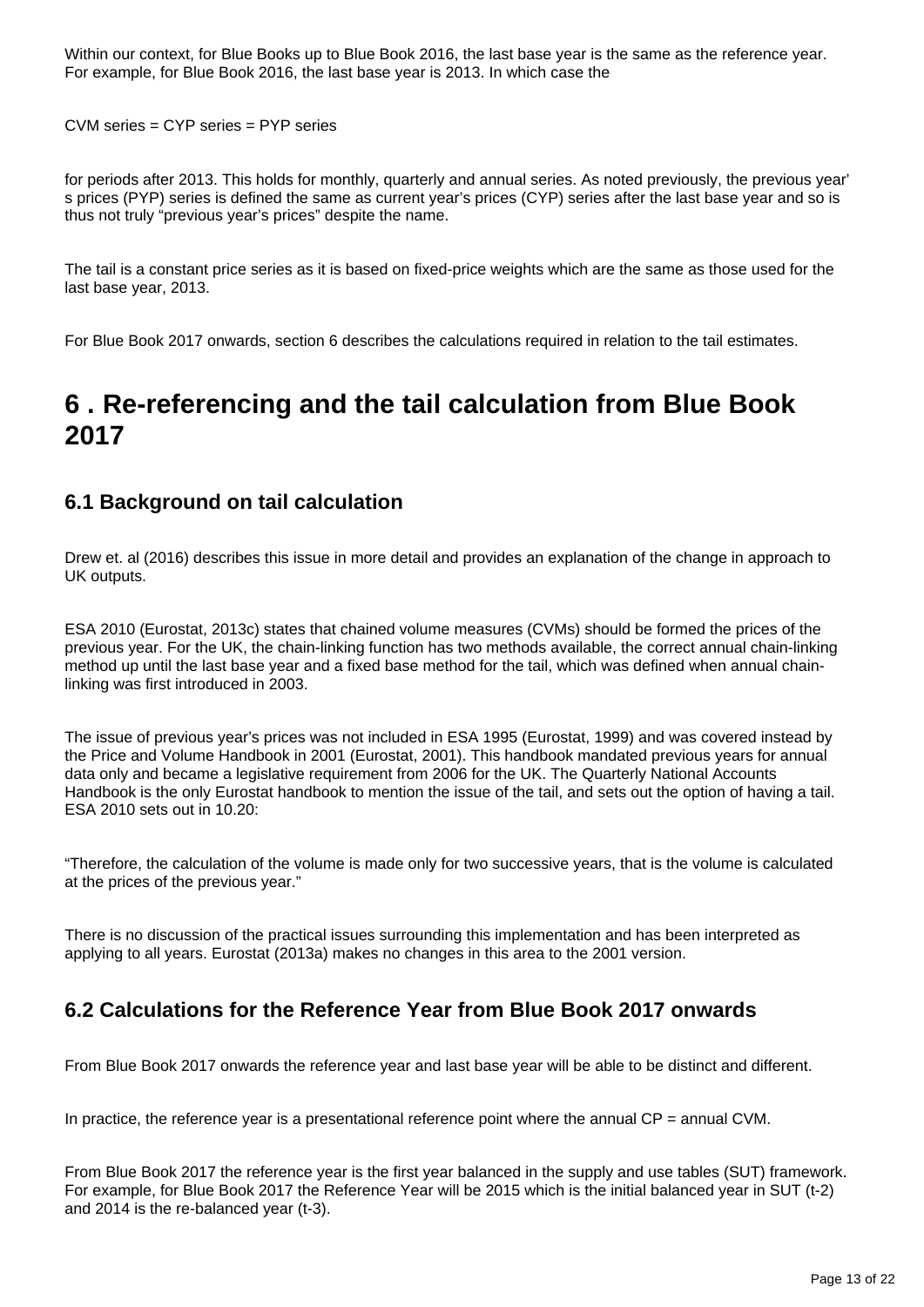Within our context, for Blue Books up to Blue Book 2016, the last base year is the same as the reference year. For example, for Blue Book 2016, the last base year is 2013. In which case the

CVM series = CYP series = PYP series

for periods after 2013. This holds for monthly, quarterly and annual series. As noted previously, the previous year' s prices (PYP) series is defined the same as current year's prices (CYP) series after the last base year and so is thus not truly "previous year's prices" despite the name.

The tail is a constant price series as it is based on fixed-price weights which are the same as those used for the last base year, 2013.

For Blue Book 2017 onwards, section 6 describes the calculations required in relation to the tail estimates.

## 6 . Re-referencing and the tail calculation from Blue Book 2017

### 6.1 Background on tail calculation

Drew et. al (2016) describes this issue in more detail and provides an explanation of the change in approach to UK outputs.

ESA 2010 (Eurostat, 2013c) states that chained volume measures (CVMs) should be formed the prices of the previous year. For the UK, the chain-linking function has two methods available, the correct annual chain-linking method up until the last base year and a fixed base method for the tail, which was defined when annual chain-linking was first introduced in 2003.

The issue of previous year's prices was not included in ESA 1995 (Eurostat, 1999) and was covered instead by the Price and Volume Handbook in 2001 (Eurostat, 2001). This handbook mandated previous years for annual data only and became a legislative requirement from 2006 for the UK. The Quarterly National Accounts Handbook is the only Eurostat handbook to mention the issue of the tail, and sets out the option of having a tail. ESA 2010 sets out in 10.20:

"Therefore, the calculation of the volume is made only for two successive years, that is the volume is calculated at the prices of the previous year."

There is no discussion of the practical issues surrounding this implementation and has been interpreted as applying to all years. Eurostat (2013a) makes no changes in this area to the 2001 version.

### 6.2 Calculations for the Reference Year from Blue Book 2017 onwards

From Blue Book 2017 onwards the reference year and last base year will be able to be distinct and different.

In practice, the reference year is a presentational reference point where the annual CP = annual CVM.

From Blue Book 2017 the reference year is the first year balanced in the supply and use tables (SUT) framework. For example, for Blue Book 2017 the Reference Year will be 2015 which is the initial balanced year in SUT (t-2) and 2014 is the re-balanced year (t-3).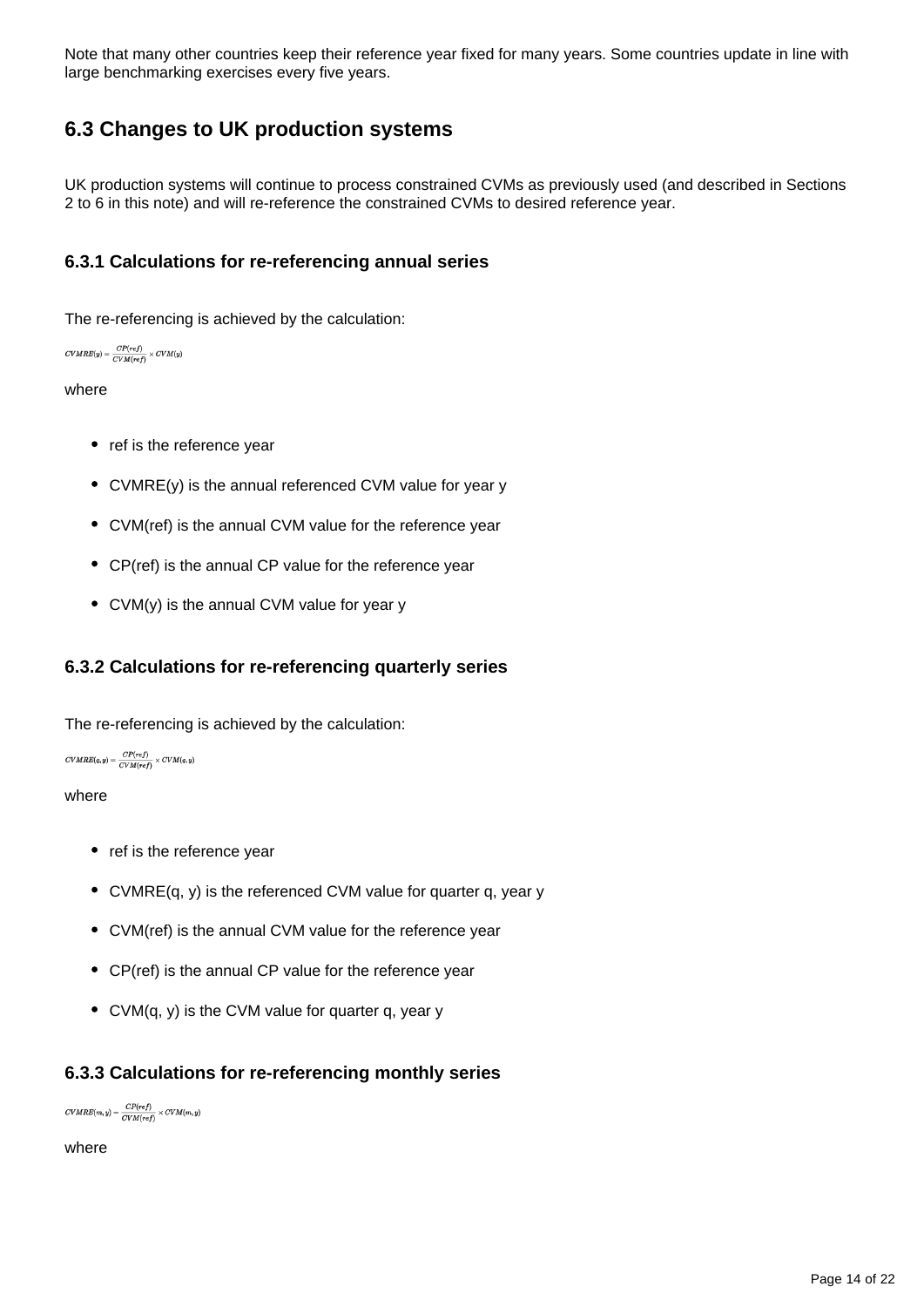Note that many other countries keep their reference year fixed for many years. Some countries update in line with large benchmarking exercises every five years.

## 6.3 Changes to UK production systems

UK production systems will continue to process constrained CVMs as previously used (and described in Sections 2 to 6 in this note) and will re-reference the constrained CVMs to desired reference year.

### 6.3.1 Calculations for re-referencing annual series

The re-referencing is achieved by the calculation:

$$CVMRE(y) = \frac{CP(ref)}{CVM(ref)} \times CVM(y)$$

where

- ref is the reference year
- CVMRE(y) is the annual referenced CVM value for year y
- CVM(ref) is the annual CVM value for the reference year
- CP(ref) is the annual CP value for the reference year
- CVM(y) is the annual CVM value for year y

### 6.3.2 Calculations for re-referencing quarterly series

The re-referencing is achieved by the calculation:

$$CVMRE(q, y) = \frac{CP(ref)}{CVM(ref)} \times CVM(q, y)$$

where

- ref is the reference year
- CVMRE(q, y) is the referenced CVM value for quarter q, year y
- CVM(ref) is the annual CVM value for the reference year
- CP(ref) is the annual CP value for the reference year
- CVM(q, y) is the CVM value for quarter q, year y

### 6.3.3 Calculations for re-referencing monthly series

$$CVMRE(m, y) = \frac{CP(ref)}{CVM(ref)} \times CVM(m, y)$$

where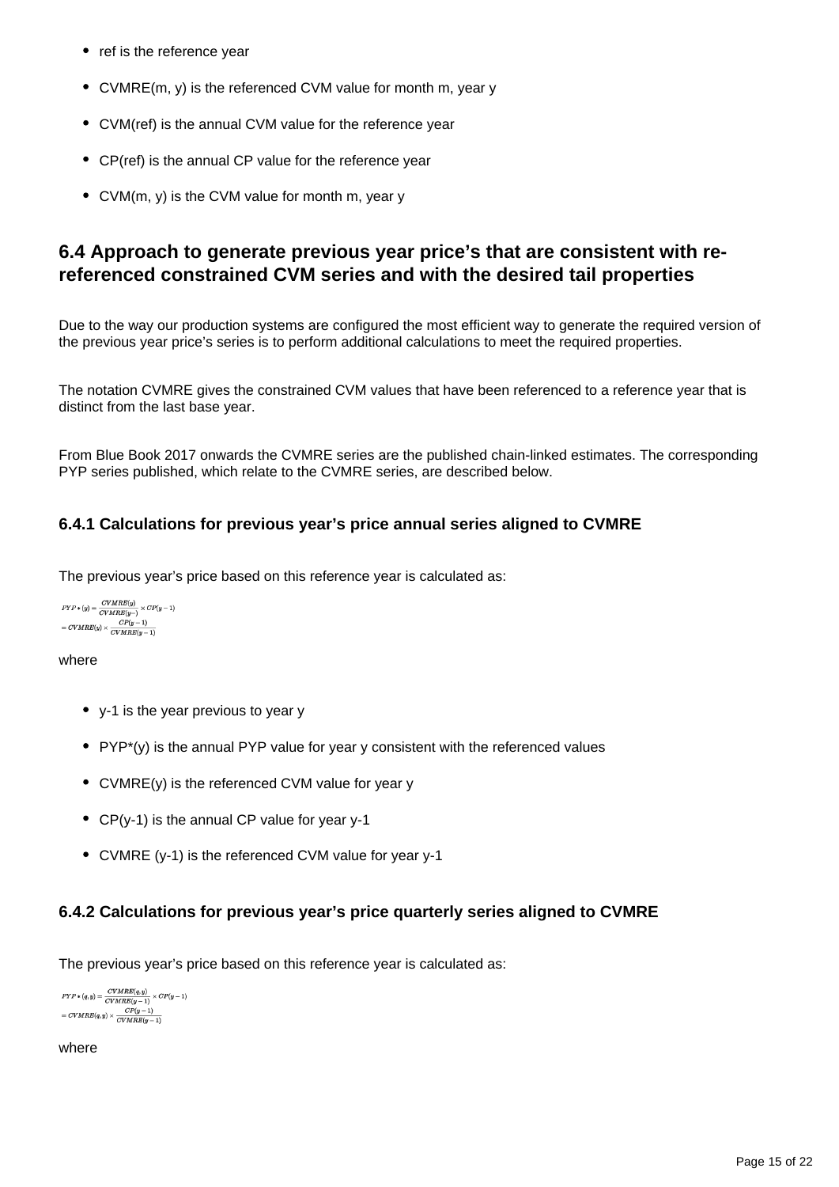- ref is the reference year
- CVMRE(m, y) is the referenced CVM value for month m, year y
- CVM(ref) is the annual CVM value for the reference year
- CP(ref) is the annual CP value for the reference year
- CVM(m, y) is the CVM value for month m, year y

## 6.4 Approach to generate previous year price's that are consistent with re-referenced constrained CVM series and with the desired tail properties

Due to the way our production systems are configured the most efficient way to generate the required version of the previous year price's series is to perform additional calculations to meet the required properties.

The notation CVMRE gives the constrained CVM values that have been referenced to a reference year that is distinct from the last base year.

From Blue Book 2017 onwards the CVMRE series are the published chain-linked estimates. The corresponding PYP series published, which relate to the CVMRE series, are described below.

### 6.4.1 Calculations for previous year's price annual series aligned to CVMRE

The previous year's price based on this reference year is calculated as:

$$PYP*(y) = \frac{CVMRE(y)}{CVMRE(y-)} \times CP(y-1)$$
$$= CVMRE(y) \times \frac{CP(y-1)}{CVMRE(y-1)}$$

where

- y-1 is the year previous to year y
- PYP*(y) is the annual PYP value for year y consistent with the referenced values
- CVMRE(y) is the referenced CVM value for year y
- CP(y-1) is the annual CP value for year y-1
- CVMRE (y-1) is the referenced CVM value for year y-1

### 6.4.2 Calculations for previous year's price quarterly series aligned to CVMRE

The previous year's price based on this reference year is calculated as:

$$PYP*(q,y) = \frac{CVMRE(q,y)}{CVMRE(y-1)} \times CP(y-1)$$
$$= CVMRE(q,y) \times \frac{CP(y-1)}{CVMRE(y-1)}$$

where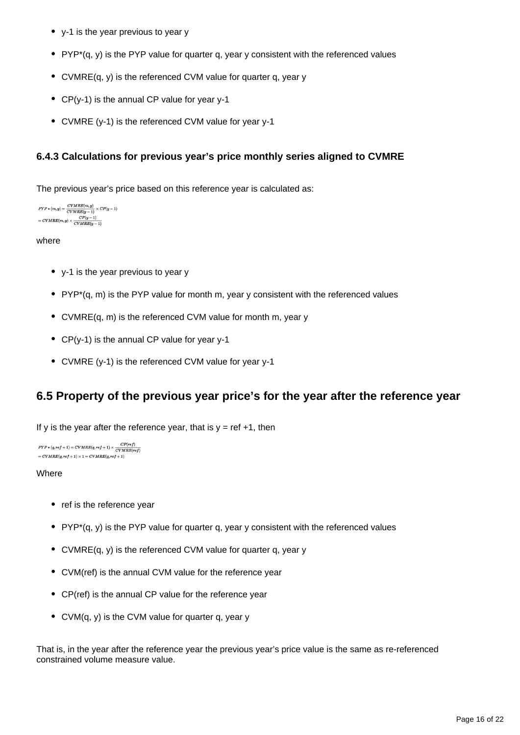- y-1 is the year previous to year y
- PYP*(q, y) is the PYP value for quarter q, year y consistent with the referenced values
- CVMRE(q, y) is the referenced CVM value for quarter q, year y
- CP(y-1) is the annual CP value for year y-1
- CVMRE (y-1) is the referenced CVM value for year y-1

### 6.4.3 Calculations for previous year's price monthly series aligned to CVMRE

The previous year's price based on this reference year is calculated as:

$$PYP*(m,y) = \frac{CVMRE(m,y)}{CVMRE(y-1)} \times CP(y-1)$$
$$= CVMRE(m,y) \times \frac{CP(y-1)}{CVMRE(y-1)}$$

where

- y-1 is the year previous to year y
- PYP*(q, m) is the PYP value for month m, year y consistent with the referenced values
- CVMRE(q, m) is the referenced CVM value for month m, year y
- CP(y-1) is the annual CP value for year y-1
- CVMRE (y-1) is the referenced CVM value for year y-1

## 6.5 Property of the previous year price's for the year after the reference year

If y is the year after the reference year, that is y = ref +1, then

$$PYP*(q,ref+1) = CVMRE(q,ref+1) \times \frac{CP(ref)}{CVMRE(ref)}$$
$$= CVMRE(q,ref+1) \times 1 = CVMRE(q,ref+1)$$

Where

- ref is the reference year
- PYP*(q, y) is the PYP value for quarter q, year y consistent with the referenced values
- CVMRE(q, y) is the referenced CVM value for quarter q, year y
- CVM(ref) is the annual CVM value for the reference year
- CP(ref) is the annual CP value for the reference year
- CVM(q, y) is the CVM value for quarter q, year y

That is, in the year after the reference year the previous year's price value is the same as re-referenced constrained volume measure value.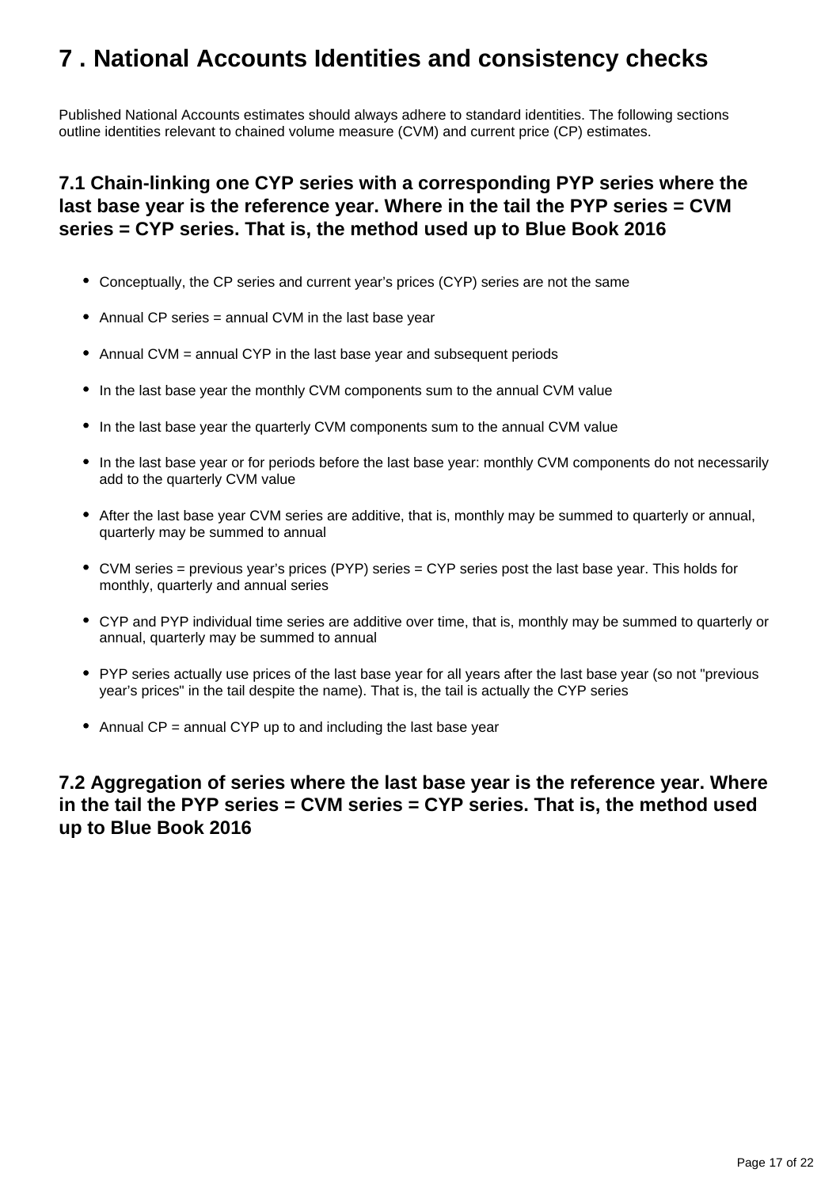# 7 . National Accounts Identities and consistency checks

Published National Accounts estimates should always adhere to standard identities. The following sections outline identities relevant to chained volume measure (CVM) and current price (CP) estimates.

## 7.1 Chain-linking one CYP series with a corresponding PYP series where the last base year is the reference year. Where in the tail the PYP series = CVM series = CYP series. That is, the method used up to Blue Book 2016

- Conceptually, the CP series and current year's prices (CYP) series are not the same
- Annual CP series = annual CVM in the last base year
- Annual CVM = annual CYP in the last base year and subsequent periods
- In the last base year the monthly CVM components sum to the annual CVM value
- In the last base year the quarterly CVM components sum to the annual CVM value
- In the last base year or for periods before the last base year: monthly CVM components do not necessarily add to the quarterly CVM value
- After the last base year CVM series are additive, that is, monthly may be summed to quarterly or annual, quarterly may be summed to annual
- CVM series = previous year's prices (PYP) series = CYP series post the last base year. This holds for monthly, quarterly and annual series
- CYP and PYP individual time series are additive over time, that is, monthly may be summed to quarterly or annual, quarterly may be summed to annual
- PYP series actually use prices of the last base year for all years after the last base year (so not "previous year's prices" in the tail despite the name). That is, the tail is actually the CYP series
- Annual CP = annual CYP up to and including the last base year

## 7.2 Aggregation of series where the last base year is the reference year. Where in the tail the PYP series = CVM series = CYP series. That is, the method used up to Blue Book 2016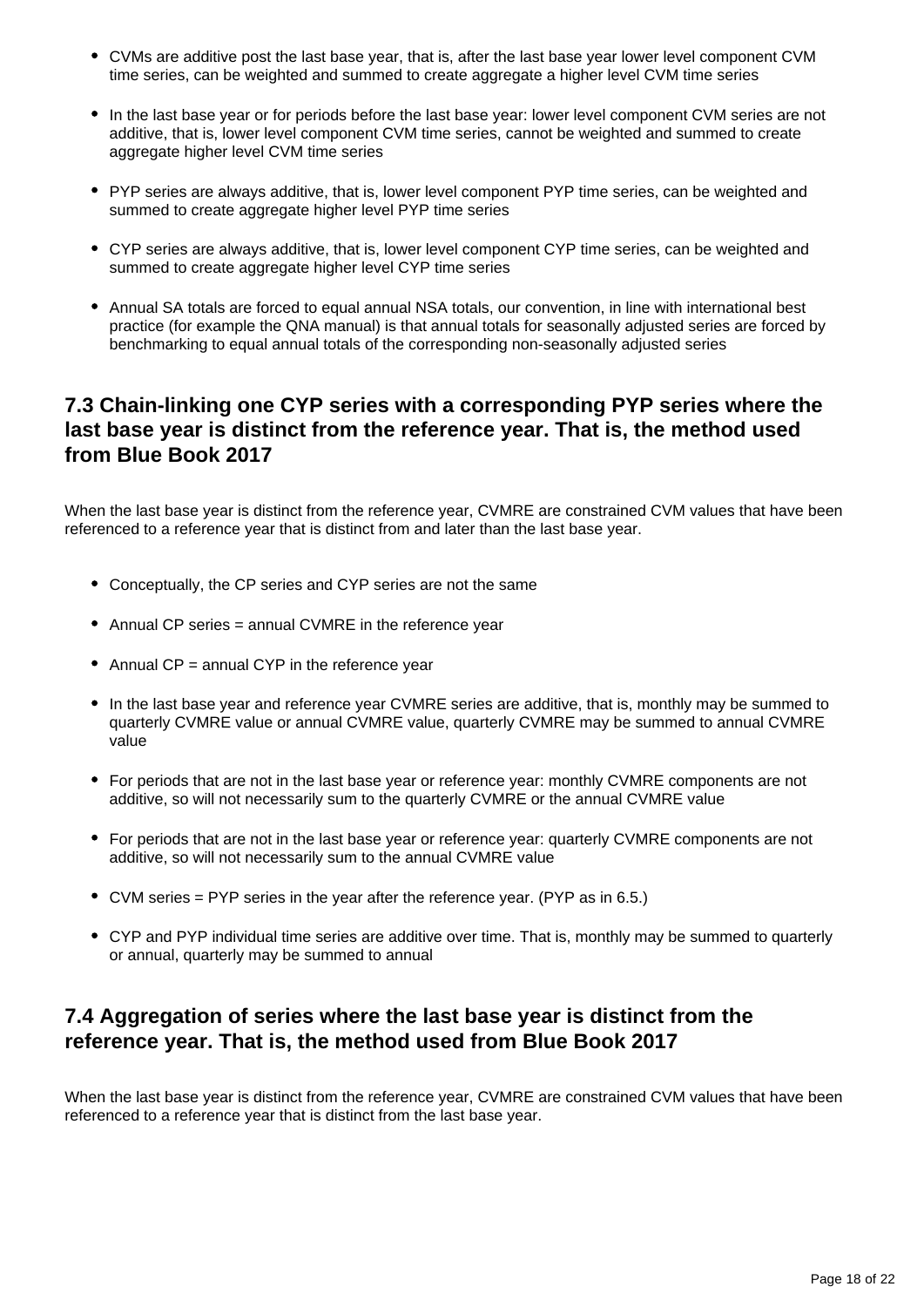- CVMs are additive post the last base year, that is, after the last base year lower level component CVM time series, can be weighted and summed to create aggregate a higher level CVM time series

- In the last base year or for periods before the last base year: lower level component CVM series are not additive, that is, lower level component CVM time series, cannot be weighted and summed to create aggregate higher level CVM time series

- PYP series are always additive, that is, lower level component PYP time series, can be weighted and summed to create aggregate higher level PYP time series

- CYP series are always additive, that is, lower level component CYP time series, can be weighted and summed to create aggregate higher level CYP time series

- Annual SA totals are forced to equal annual NSA totals, our convention, in line with international best practice (for example the QNA manual) is that annual totals for seasonally adjusted series are forced by benchmarking to equal annual totals of the corresponding non-seasonally adjusted series

### 7.3 Chain-linking one CYP series with a corresponding PYP series where the last base year is distinct from the reference year. That is, the method used from Blue Book 2017

When the last base year is distinct from the reference year, CVMRE are constrained CVM values that have been referenced to a reference year that is distinct from and later than the last base year.

- Conceptually, the CP series and CYP series are not the same

- Annual CP series = annual CVMRE in the reference year

- Annual CP = annual CYP in the reference year

- In the last base year and reference year CVMRE series are additive, that is, monthly may be summed to quarterly CVMRE value or annual CVMRE value, quarterly CVMRE may be summed to annual CVMRE value

- For periods that are not in the last base year or reference year: monthly CVMRE components are not additive, so will not necessarily sum to the quarterly CVMRE or the annual CVMRE value

- For periods that are not in the last base year or reference year: quarterly CVMRE components are not additive, so will not necessarily sum to the annual CVMRE value

- CVM series = PYP series in the year after the reference year. (PYP as in 6.5.)

- CYP and PYP individual time series are additive over time. That is, monthly may be summed to quarterly or annual, quarterly may be summed to annual

### 7.4 Aggregation of series where the last base year is distinct from the reference year. That is, the method used from Blue Book 2017

When the last base year is distinct from the reference year, CVMRE are constrained CVM values that have been referenced to a reference year that is distinct from the last base year.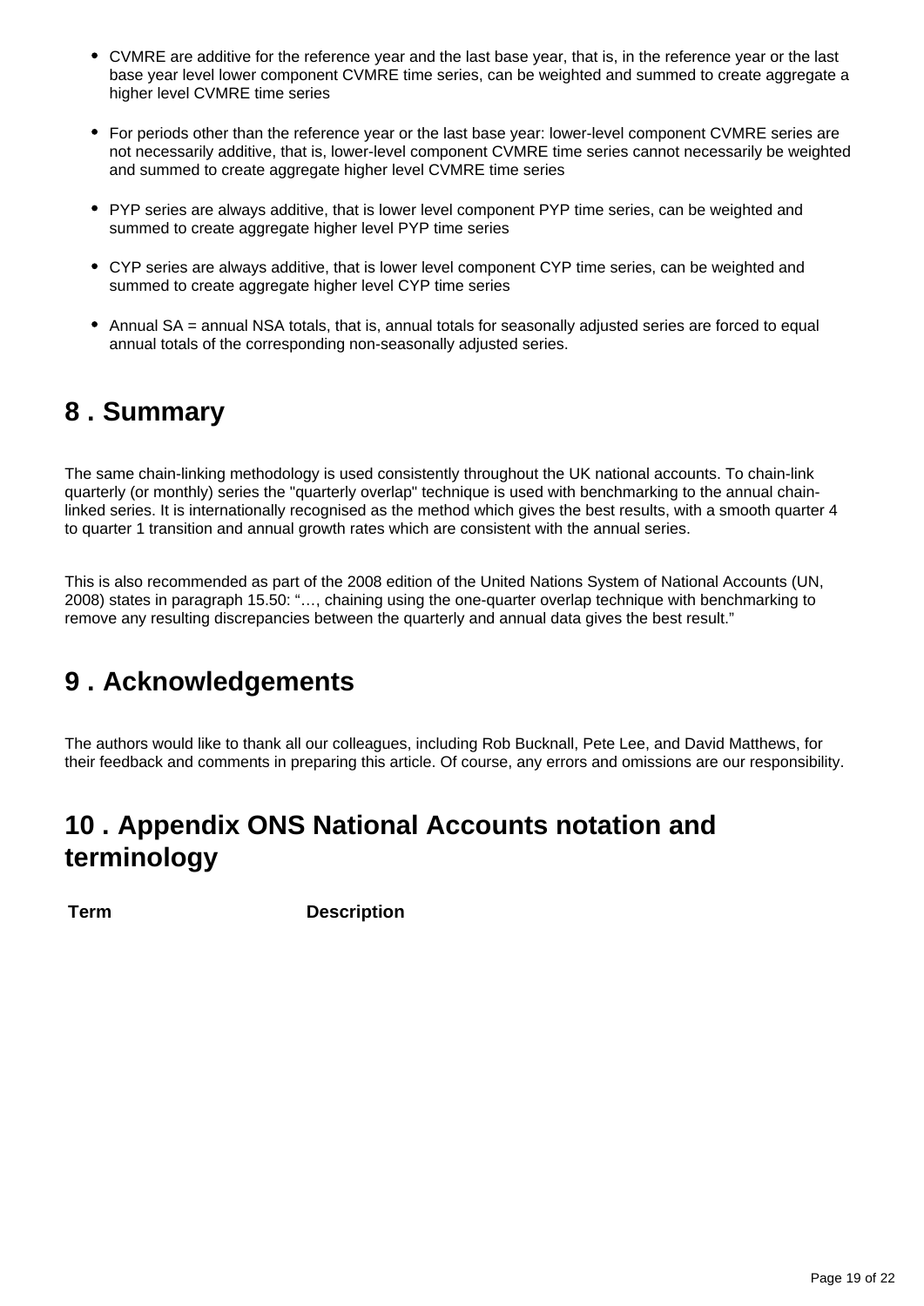- CVMRE are additive for the reference year and the last base year, that is, in the reference year or the last base year level lower component CVMRE time series, can be weighted and summed to create aggregate a higher level CVMRE time series

- For periods other than the reference year or the last base year: lower-level component CVMRE series are not necessarily additive, that is, lower-level component CVMRE time series cannot necessarily be weighted and summed to create aggregate higher level CVMRE time series

- PYP series are always additive, that is lower level component PYP time series, can be weighted and summed to create aggregate higher level PYP time series

- CYP series are always additive, that is lower level component CYP time series, can be weighted and summed to create aggregate higher level CYP time series

- Annual SA = annual NSA totals, that is, annual totals for seasonally adjusted series are forced to equal annual totals of the corresponding non-seasonally adjusted series.

## 8 . Summary

The same chain-linking methodology is used consistently throughout the UK national accounts. To chain-link quarterly (or monthly) series the "quarterly overlap" technique is used with benchmarking to the annual chain-linked series. It is internationally recognised as the method which gives the best results, with a smooth quarter 4 to quarter 1 transition and annual growth rates which are consistent with the annual series.

This is also recommended as part of the 2008 edition of the United Nations System of National Accounts (UN, 2008) states in paragraph 15.50: “…, chaining using the one-quarter overlap technique with benchmarking to remove any resulting discrepancies between the quarterly and annual data gives the best result.”

## 9 . Acknowledgements

The authors would like to thank all our colleagues, including Rob Bucknall, Pete Lee, and David Matthews, for their feedback and comments in preparing this article. Of course, any errors and omissions are our responsibility.

## 10 . Appendix ONS National Accounts notation and terminology

| Term | Description |
|---|---|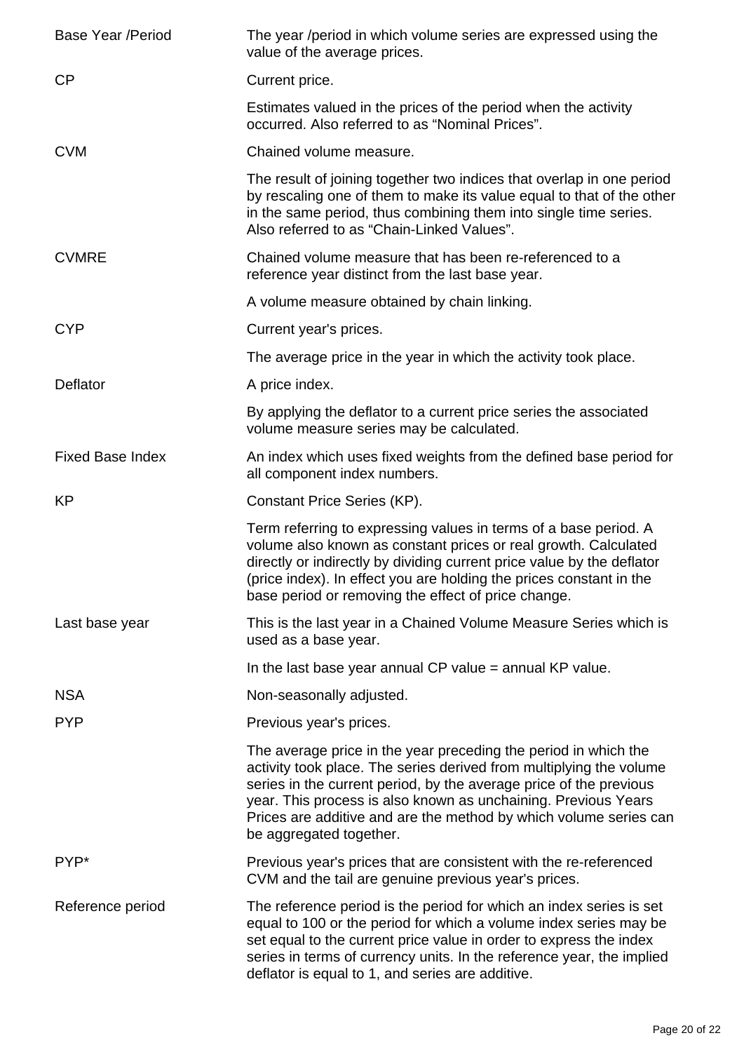| | |
|---|---|
| Base Year /Period | The year /period in which volume series are expressed using the value of the average prices. |
| CP | Current price. |
| | Estimates valued in the prices of the period when the activity occurred. Also referred to as “Nominal Prices”. |
| CVM | Chained volume measure. |
| | The result of joining together two indices that overlap in one period by rescaling one of them to make its value equal to that of the other in the same period, thus combining them into single time series. Also referred to as “Chain-Linked Values”. |
| CVMRE | Chained volume measure that has been re-referenced to a reference year distinct from the last base year. |
| | A volume measure obtained by chain linking. |
| CYP | Current year's prices. |
| | The average price in the year in which the activity took place. |
| Deflator | A price index. |
| | By applying the deflator to a current price series the associated volume measure series may be calculated. |
| Fixed Base Index | An index which uses fixed weights from the defined base period for all component index numbers. |
| KP | Constant Price Series (KP). |
| | Term referring to expressing values in terms of a base period. A volume also known as constant prices or real growth. Calculated directly or indirectly by dividing current price value by the deflator (price index). In effect you are holding the prices constant in the base period or removing the effect of price change. |
| Last base year | This is the last year in a Chained Volume Measure Series which is used as a base year. |
| | In the last base year annual CP value = annual KP value. |
| NSA | Non-seasonally adjusted. |
| PYP | Previous year's prices. |
| | The average price in the year preceding the period in which the activity took place. The series derived from multiplying the volume series in the current period, by the average price of the previous year. This process is also known as unchaining. Previous Years Prices are additive and are the method by which volume series can be aggregated together. |
| PYP* | Previous year's prices that are consistent with the re-referenced CVM and the tail are genuine previous year's prices. |
| Reference period | The reference period is the period for which an index series is set equal to 100 or the period for which a volume index series may be set equal to the current price value in order to express the index series in terms of currency units. In the reference year, the implied deflator is equal to 1, and series are additive. |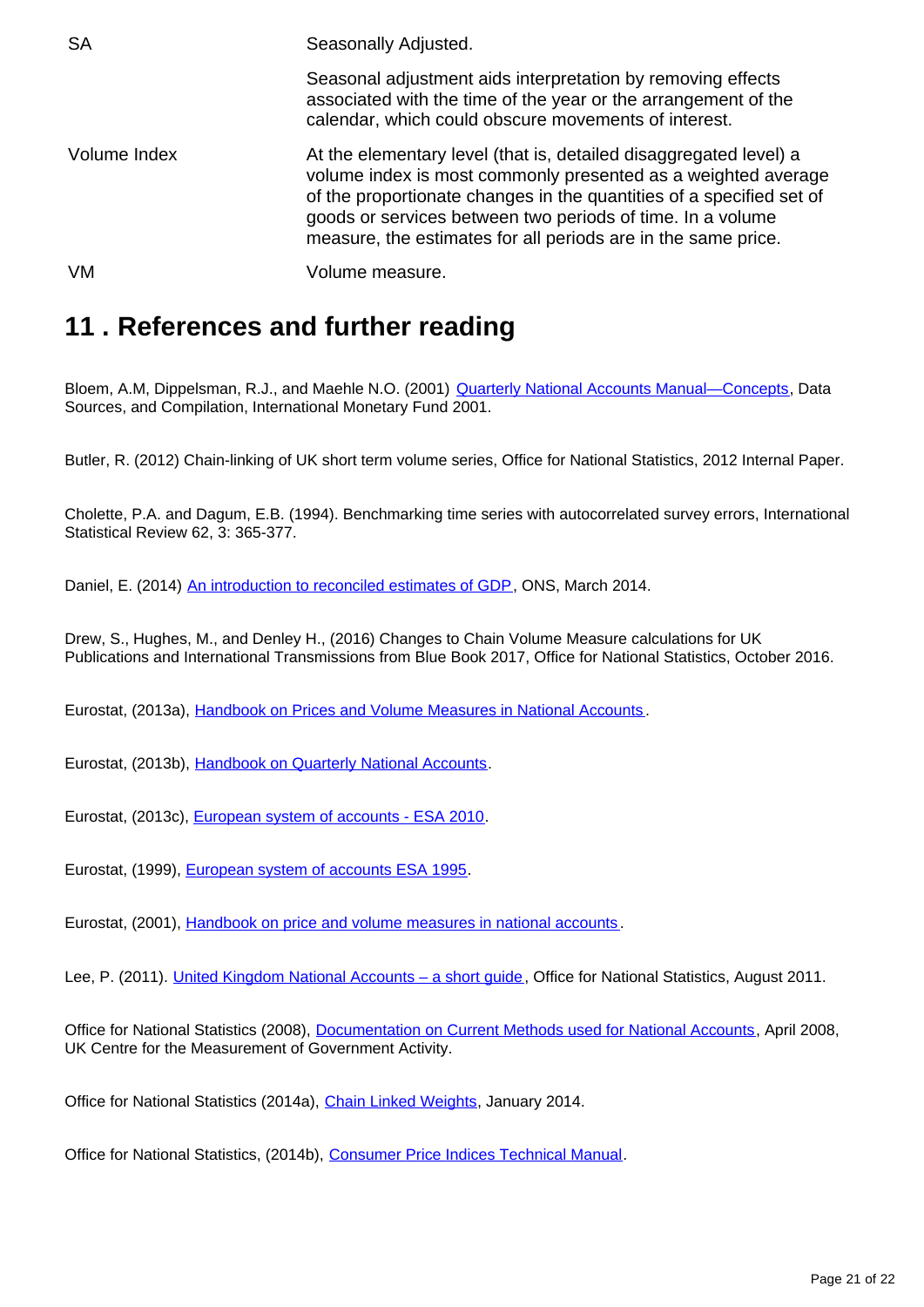| | |
|---|---|
| SA | Seasonally Adjusted.<br><br>Seasonal adjustment aids interpretation by removing effects associated with the time of the year or the arrangement of the calendar, which could obscure movements of interest. |
| Volume Index | At the elementary level (that is, detailed disaggregated level) a volume index is most commonly presented as a weighted average of the proportionate changes in the quantities of a specified set of goods or services between two periods of time. In a volume measure, the estimates for all periods are in the same price. |
| VM | Volume measure. |

## 11 . References and further reading

Bloem, A.M, Dippelsman, R.J., and Maehle N.O. (2001) Quarterly National Accounts Manual—Concepts, Data Sources, and Compilation, International Monetary Fund 2001.

Butler, R. (2012) Chain-linking of UK short term volume series, Office for National Statistics, 2012 Internal Paper.

Cholette, P.A. and Dagum, E.B. (1994). Benchmarking time series with autocorrelated survey errors, International Statistical Review 62, 3: 365-377.

Daniel, E. (2014) An introduction to reconciled estimates of GDP, ONS, March 2014.

Drew, S., Hughes, M., and Denley H., (2016) Changes to Chain Volume Measure calculations for UK Publications and International Transmissions from Blue Book 2017, Office for National Statistics, October 2016.

Eurostat, (2013a), Handbook on Prices and Volume Measures in National Accounts.

Eurostat, (2013b), Handbook on Quarterly National Accounts.

Eurostat, (2013c), European system of accounts - ESA 2010.

Eurostat, (1999), European system of accounts ESA 1995.

Eurostat, (2001), Handbook on price and volume measures in national accounts.

Lee, P. (2011). United Kingdom National Accounts – a short guide, Office for National Statistics, August 2011.

Office for National Statistics (2008), Documentation on Current Methods used for National Accounts, April 2008, UK Centre for the Measurement of Government Activity.

Office for National Statistics (2014a), Chain Linked Weights, January 2014.

Office for National Statistics, (2014b), Consumer Price Indices Technical Manual.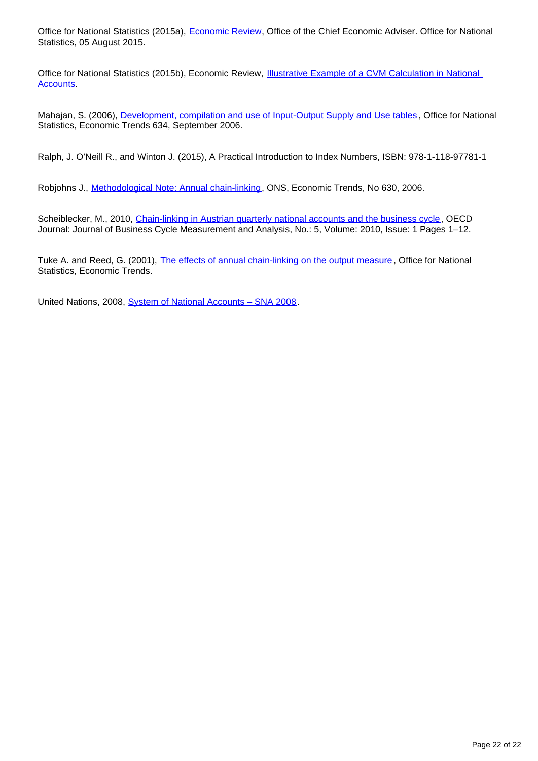Office for National Statistics (2015a), Economic Review, Office of the Chief Economic Adviser. Office for National Statistics, 05 August 2015.

Office for National Statistics (2015b), Economic Review, Illustrative Example of a CVM Calculation in National Accounts.

Mahajan, S. (2006), Development, compilation and use of Input-Output Supply and Use tables, Office for National Statistics, Economic Trends 634, September 2006.

Ralph, J. O'Neill R., and Winton J. (2015), A Practical Introduction to Index Numbers, ISBN: 978-1-118-97781-1

Robjohns J., Methodological Note: Annual chain-linking, ONS, Economic Trends, No 630, 2006.

Scheiblecker, M., 2010, Chain-linking in Austrian quarterly national accounts and the business cycle, OECD Journal: Journal of Business Cycle Measurement and Analysis, No.: 5, Volume: 2010, Issue: 1 Pages 1–12.

Tuke A. and Reed, G. (2001), The effects of annual chain-linking on the output measure, Office for National Statistics, Economic Trends.

United Nations, 2008, System of National Accounts – SNA 2008.